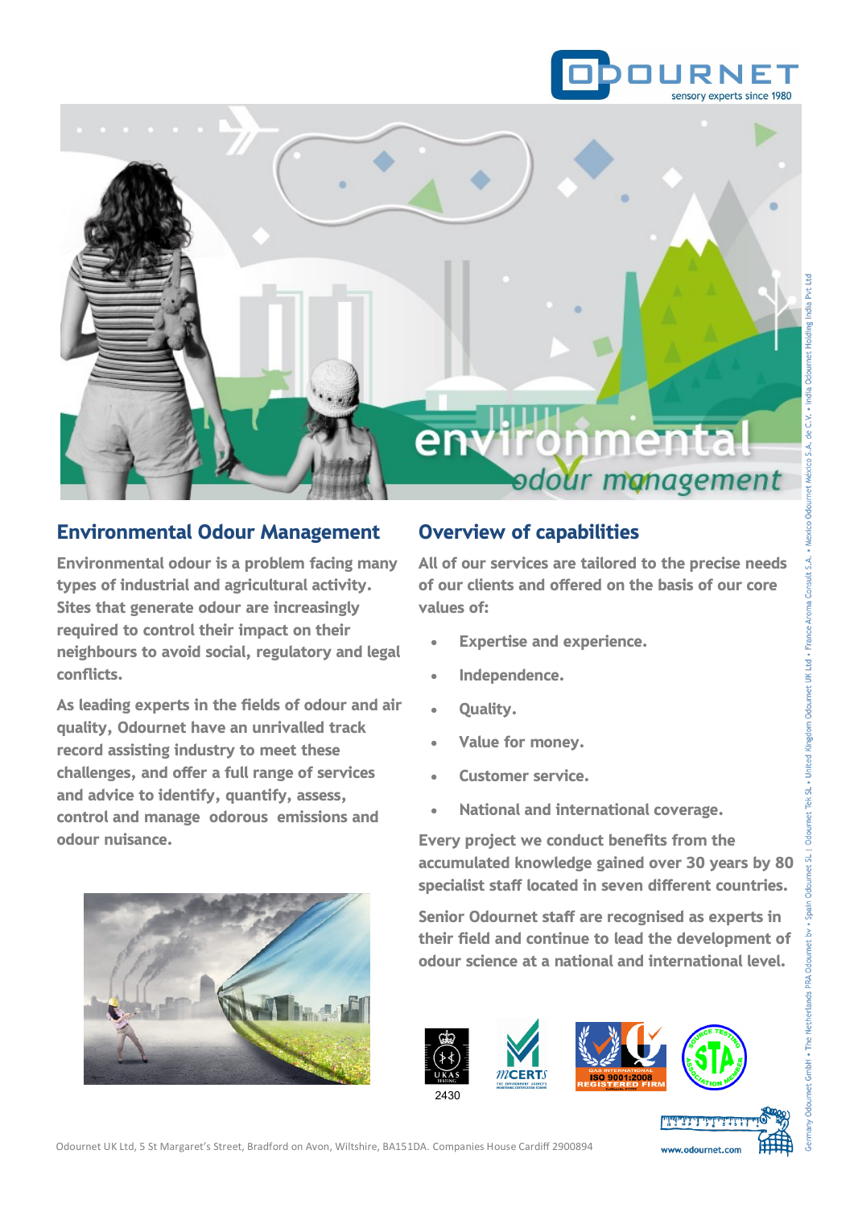ODOURNET
sensory experts since 1980

environmental
*odour management*

## Environmental Odour Management

Environmental odour is a problem facing many types of industrial and agricultural activity. Sites that generate odour are increasingly required to control their impact on their neighbours to avoid social, regulatory and legal conflicts.

As leading experts in the fields of odour and air quality, Odournet have an unrivalled track record assisting industry to meet these challenges, and offer a full range of services and advice to identify, quantify, assess, control and manage odorous emissions and odour nuisance.

## Overview of capabilities

All of our services are tailored to the precise needs of our clients and offered on the basis of our core values of:

- Expertise and experience.
- Independence.
- Quality.
- Value for money.
- Customer service.
- National and international coverage.

Every project we conduct benefits from the accumulated knowledge gained over 30 years by 80 specialist staff located in seven different countries.

Senior Odournet staff are recognised as experts in their field and continue to lead the development of odour science at a national and international level.

UKAS TESTING 2430 · MCERTS · ISO 9001:2008 REGISTERED FIRM · STA Source Testing Association Member

Germany Odournet GmbH • The Netherlands PRA Odournet bv • Spain Odournet SL | Odournet Tek SL • United Kingdom Odournet UK Ltd • France Aroma Consult S.A. • Mexico Odournet México S.A. de C.V. • India Odournet Holding India Pvt Ltd

Odournet UK Ltd, 5 St Margaret's Street, Bradford on Avon, Wiltshire, BA151DA. Companies House Cardiff 2900894

www.odournet.com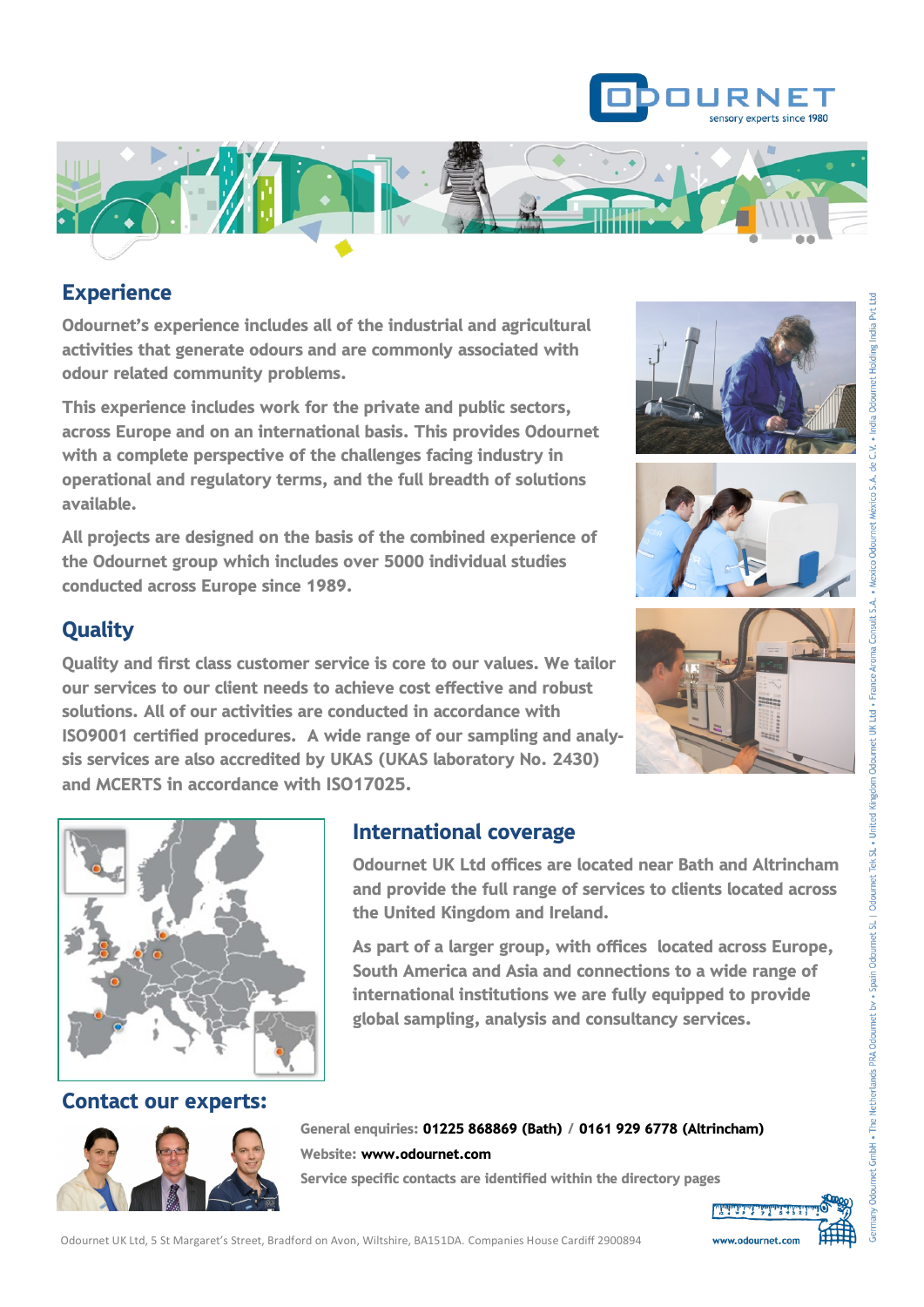## Experience

Odournet's experience includes all of the industrial and agricultural activities that generate odours and are commonly associated with odour related community problems.

This experience includes work for the private and public sectors, across Europe and on an international basis. This provides Odournet with a complete perspective of the challenges facing industry in operational and regulatory terms, and the full breadth of solutions available.

All projects are designed on the basis of the combined experience of the Odournet group which includes over 5000 individual studies conducted across Europe since 1989.

## Quality

Quality and first class customer service is core to our values. We tailor our services to our client needs to achieve cost effective and robust solutions. All of our activities are conducted in accordance with ISO9001 certified procedures. A wide range of our sampling and analysis services are also accredited by UKAS (UKAS laboratory No. 2430) and MCERTS in accordance with ISO17025.

## International coverage

Odournet UK Ltd offices are located near Bath and Altrincham and provide the full range of services to clients located across the United Kingdom and Ireland.

As part of a larger group, with offices located across Europe, South America and Asia and connections to a wide range of international institutions we are fully equipped to provide global sampling, analysis and consultancy services.

## Contact our experts:

**General enquiries: 01225 868869 (Bath) / 0161 929 6778 (Altrincham)**

**Website: www.odournet.com**

**Service specific contacts are identified within the directory pages**

Germany Odournet GmbH • The Netherlands PRA Odournet bv • Spain Odournet SL | Odournet Tek SL • United Kingdom Odournet UK Ltd • France Aroma Consult S.A. • Mexico Odournet Mexico S.A. de C.V. • India Odournet Holding India Pvt Ltd

Odournet UK Ltd, 5 St Margaret's Street, Bradford on Avon, Wiltshire, BA151DA. Companies House Cardiff 2900894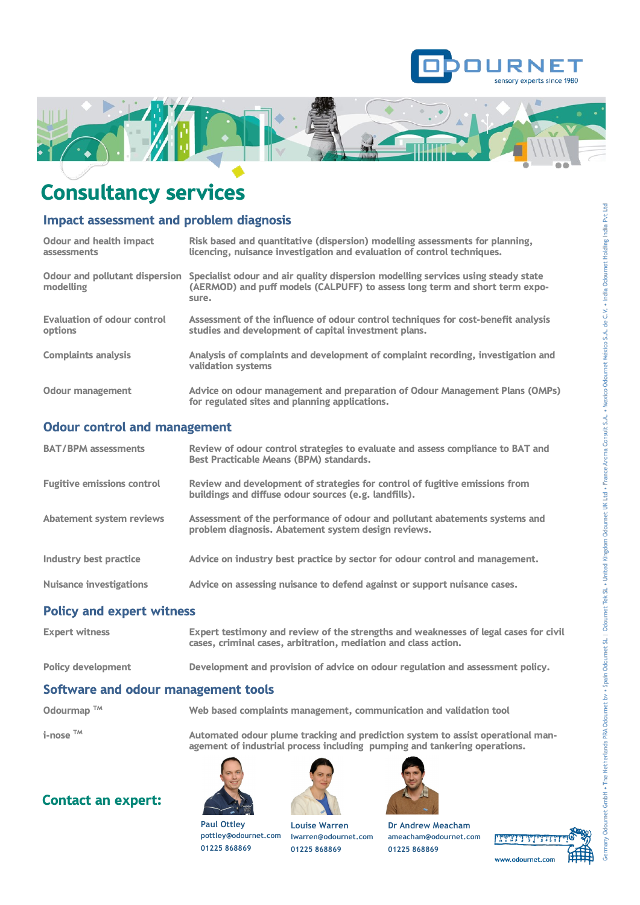# Consultancy services

## Impact assessment and problem diagnosis

| | |
|---|---|
| Odour and health impact assessments | Risk based and quantitative (dispersion) modelling assessments for planning, licencing, nuisance investigation and evaluation of control techniques. |
| Odour and pollutant dispersion modelling | Specialist odour and air quality dispersion modelling services using steady state (AERMOD) and puff models (CALPUFF) to assess long term and short term exposure. |
| Evaluation of odour control options | Assessment of the influence of odour control techniques for cost-benefit analysis studies and development of capital investment plans. |
| Complaints analysis | Analysis of complaints and development of complaint recording, investigation and validation systems |
| Odour management | Advice on odour management and preparation of Odour Management Plans (OMPs) for regulated sites and planning applications. |

## Odour control and management

| | |
|---|---|
| BAT/BPM assessments | Review of odour control strategies to evaluate and assess compliance to BAT and Best Practicable Means (BPM) standards. |
| Fugitive emissions control | Review and development of strategies for control of fugitive emissions from buildings and diffuse odour sources (e.g. landfills). |
| Abatement system reviews | Assessment of the performance of odour and pollutant abatements systems and problem diagnosis. Abatement system design reviews. |
| Industry best practice | Advice on industry best practice by sector for odour control and management. |
| Nuisance investigations | Advice on assessing nuisance to defend against or support nuisance cases. |

## Policy and expert witness

| | |
|---|---|
| Expert witness | Expert testimony and review of the strengths and weaknesses of legal cases for civil cases, criminal cases, arbitration, mediation and class action. |
| Policy development | Development and provision of advice on odour regulation and assessment policy. |

## Software and odour management tools

| | |
|---|---|
| Odourmap ™ | Web based complaints management, communication and validation tool |
| i-nose ™ | Automated odour plume tracking and prediction system to assist operational management of industrial process including pumping and tankering operations. |

## Contact an expert:

**Paul Ottley**
pottley@odournet.com
01225 868869

**Louise Warren**
lwarren@odournet.com
01225 868869

**Dr Andrew Meacham**
ameacham@odournet.com
01225 868869

www.odournet.com

Germany Odournet GmbH • The Netherlands PRA Odournet bv • Spain Odournet SL | Odournet Tek SL • United Kingdom Odournet UK Ltd • France Aroma Consult S.A. • Mexico Odournet Mexico S.A. de C.V. • India Odournet Holding India Pvt Ltd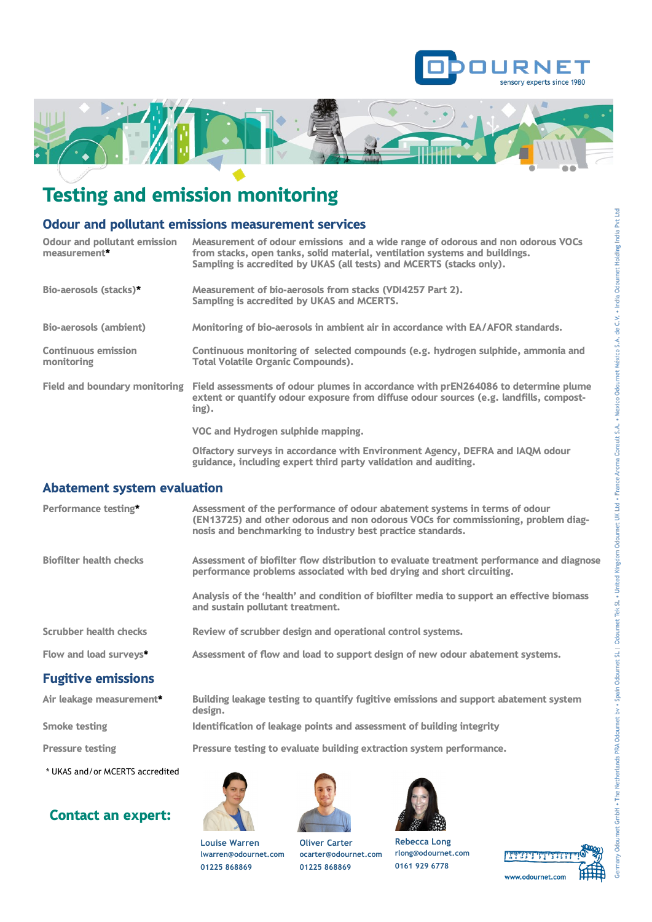ODOURNET
sensory experts since 1980

# Testing and emission monitoring

## Odour and pollutant emissions measurement services

| | |
|---|---|
| Odour and pollutant emission measurement* | Measurement of odour emissions and a wide range of odorous and non odorous VOCs from stacks, open tanks, solid material, ventilation systems and buildings. Sampling is accredited by UKAS (all tests) and MCERTS (stacks only). |
| Bio-aerosols (stacks)* | Measurement of bio-aerosols from stacks (VDI4257 Part 2). Sampling is accredited by UKAS and MCERTS. |
| Bio-aerosols (ambient) | Monitoring of bio-aerosols in ambient air in accordance with EA/AFOR standards. |
| Continuous emission monitoring | Continuous monitoring of selected compounds (e.g. hydrogen sulphide, ammonia and Total Volatile Organic Compounds). |
| Field and boundary monitoring | Field assessments of odour plumes in accordance with prEN264086 to determine plume extent or quantify odour exposure from diffuse odour sources (e.g. landfills, composting). |
| | VOC and Hydrogen sulphide mapping. |
| | Olfactory surveys in accordance with Environment Agency, DEFRA and IAQM odour guidance, including expert third party validation and auditing. |

## Abatement system evaluation

| | |
|---|---|
| Performance testing* | Assessment of the performance of odour abatement systems in terms of odour (EN13725) and other odorous and non odorous VOCs for commissioning, problem diagnosis and benchmarking to industry best practice standards. |
| Biofilter health checks | Assessment of biofilter flow distribution to evaluate treatment performance and diagnose performance problems associated with bed drying and short circuiting. |
| | Analysis of the 'health' and condition of biofilter media to support an effective biomass and sustain pollutant treatment. |
| Scrubber health checks | Review of scrubber design and operational control systems. |
| Flow and load surveys* | Assessment of flow and load to support design of new odour abatement systems. |

## Fugitive emissions

| | |
|---|---|
| Air leakage measurement* | Building leakage testing to quantify fugitive emissions and support abatement system design. |
| Smoke testing | Identification of leakage points and assessment of building integrity |
| Pressure testing | Pressure testing to evaluate building extraction system performance. |

\* UKAS and/or MCERTS accredited

## Contact an expert:

Louise Warren
lwarren@odournet.com
01225 868869

Oliver Carter
ocarter@odournet.com
01225 868869

Rebecca Long
rlong@odournet.com
0161 929 6778

www.odournet.com

Germany Odournet GmbH • The Netherlands PRA Odournet bv • Spain Odournet SL | Odournet Tel SL • United Kingdom Odournet UK Ltd • France Aroma Consult S.A. • Mexico Odournet México S.A. de C.V. • India Odournet Holding India Pvt Ltd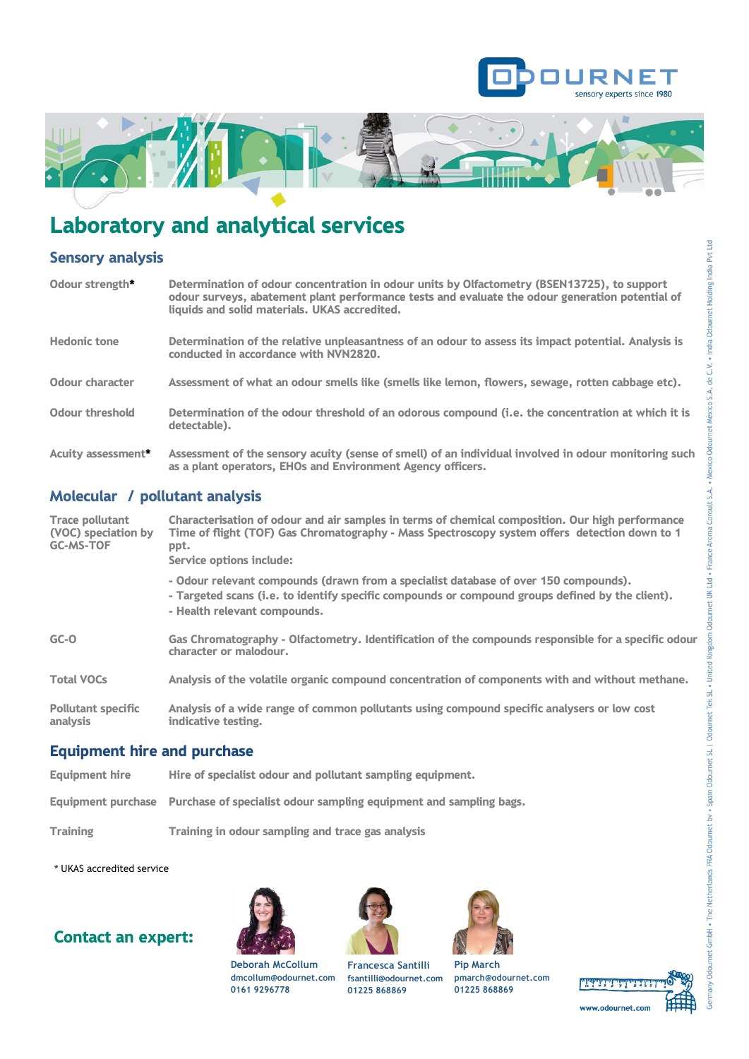# Laboratory and analytical services

## Sensory analysis

| | |
|---|---|
| Odour strength* | Determination of odour concentration in odour units by Olfactometry (BSEN13725), to support odour surveys, abatement plant performance tests and evaluate the odour generation potential of liquids and solid materials. UKAS accredited. |
| Hedonic tone | Determination of the relative unpleasantness of an odour to assess its impact potential. Analysis is conducted in accordance with NVN2820. |
| Odour character | Assessment of what an odour smells like (smells like lemon, flowers, sewage, rotten cabbage etc). |
| Odour threshold | Determination of the odour threshold of an odorous compound (i.e. the concentration at which it is detectable). |
| Acuity assessment* | Assessment of the sensory acuity (sense of smell) of an individual involved in odour monitoring such as a plant operators, EHOs and Environment Agency officers. |

## Molecular / pollutant analysis

| | |
|---|---|
| Trace pollutant (VOC) speciation by GC-MS-TOF | Characterisation of odour and air samples in terms of chemical composition. Our high performance Time of flight (TOF) Gas Chromatography - Mass Spectroscopy system offers detection down to 1 ppt.<br>Service options include:<br>- Odour relevant compounds (drawn from a specialist database of over 150 compounds).<br>- Targeted scans (i.e. to identify specific compounds or compound groups defined by the client).<br>- Health relevant compounds. |
| GC-O | Gas Chromatography - Olfactometry. Identification of the compounds responsible for a specific odour character or malodour. |
| Total VOCs | Analysis of the volatile organic compound concentration of components with and without methane. |
| Pollutant specific analysis | Analysis of a wide range of common pollutants using compound specific analysers or low cost indicative testing. |

## Equipment hire and purchase

| | |
|---|---|
| Equipment hire | Hire of specialist odour and pollutant sampling equipment. |
| Equipment purchase | Purchase of specialist odour sampling equipment and sampling bags. |
| Training | Training in odour sampling and trace gas analysis |

\* UKAS accredited service

## Contact an expert:

**Deborah McCollum**
dmccollum@odournet.com
0161 9296778

**Francesca Santilli**
fsantilli@odournet.com
01225 868869

**Pip March**
pmarch@odournet.com
01225 868869

www.odournet.com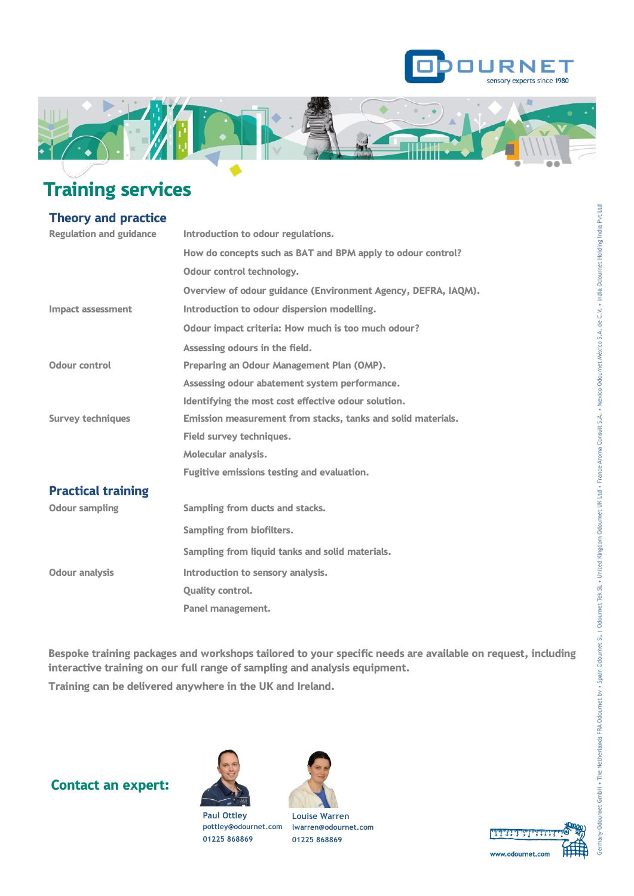# Training services

## Theory and practice

| | |
|---|---|
| Regulation and guidance | Introduction to odour regulations. |
| | How do concepts such as BAT and BPM apply to odour control? |
| | Odour control technology. |
| | Overview of odour guidance (Environment Agency, DEFRA, IAQM). |
| Impact assessment | Introduction to odour dispersion modelling. |
| | Odour impact criteria: How much is too much odour? |
| | Assessing odours in the field. |
| Odour control | Preparing an Odour Management Plan (OMP). |
| | Assessing odour abatement system performance. |
| | Identifying the most cost effective odour solution. |
| Survey techniques | Emission measurement from stacks, tanks and solid materials. |
| | Field survey techniques. |
| | Molecular analysis. |
| | Fugitive emissions testing and evaluation. |

## Practical training

| | |
|---|---|
| Odour sampling | Sampling from ducts and stacks. |
| | Sampling from biofilters. |
| | Sampling from liquid tanks and solid materials. |
| Odour analysis | Introduction to sensory analysis. |
| | Quality control. |
| | Panel management. |

Bespoke training packages and workshops tailored to your specific needs are available on request, including interactive training on our full range of sampling and analysis equipment.

Training can be delivered anywhere in the UK and Ireland.

## Contact an expert:

Paul Ottley
pottley@odournet.com
01225 868869

Louise Warren
lwarren@odournet.com
01225 868869

www.odournet.com

Germany Odournet GmbH • The Netherlands PRA Odournet bv • Spain Odournet SL | Odournet Tek SL • United Kingdom Odournet UK Ltd • France Aroma Consult S.A. • Mexico Odournet México S.A. de C.V. • India Odournet Holding India Pvt Ltd